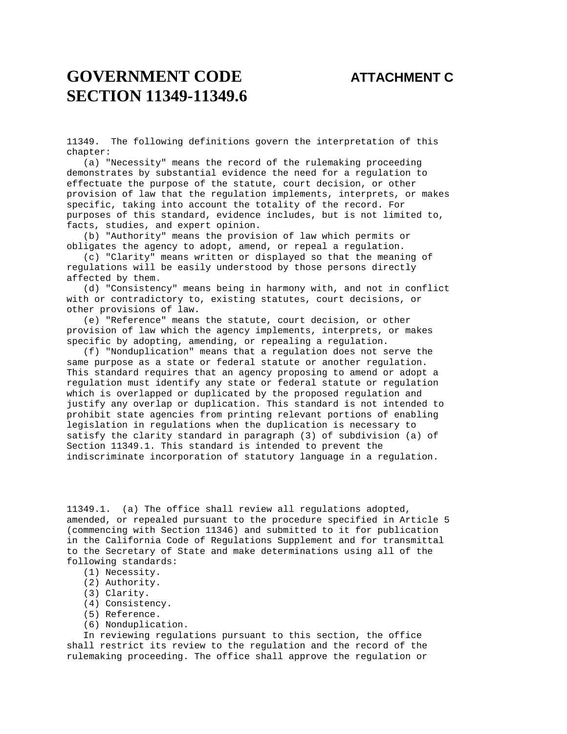# GOVERNMENT CODE SECTION 11349-11349.6

**ATTACHMENT C**

11349. The following definitions govern the interpretation of this chapter:

(a) "Necessity" means the record of the rulemaking proceeding demonstrates by substantial evidence the need for a regulation to effectuate the purpose of the statute, court decision, or other provision of law that the regulation implements, interprets, or makes specific, taking into account the totality of the record. For purposes of this standard, evidence includes, but is not limited to, facts, studies, and expert opinion.

(b) "Authority" means the provision of law which permits or obligates the agency to adopt, amend, or repeal a regulation.

(c) "Clarity" means written or displayed so that the meaning of regulations will be easily understood by those persons directly affected by them.

(d) "Consistency" means being in harmony with, and not in conflict with or contradictory to, existing statutes, court decisions, or other provisions of law.

(e) "Reference" means the statute, court decision, or other provision of law which the agency implements, interprets, or makes specific by adopting, amending, or repealing a regulation.

(f) "Nonduplication" means that a regulation does not serve the same purpose as a state or federal statute or another regulation. This standard requires that an agency proposing to amend or adopt a regulation must identify any state or federal statute or regulation which is overlapped or duplicated by the proposed regulation and justify any overlap or duplication. This standard is not intended to prohibit state agencies from printing relevant portions of enabling legislation in regulations when the duplication is necessary to satisfy the clarity standard in paragraph (3) of subdivision (a) of Section 11349.1. This standard is intended to prevent the indiscriminate incorporation of statutory language in a regulation.

11349.1. (a) The office shall review all regulations adopted, amended, or repealed pursuant to the procedure specified in Article 5 (commencing with Section 11346) and submitted to it for publication in the California Code of Regulations Supplement and for transmittal to the Secretary of State and make determinations using all of the following standards:

(1) Necessity.
(2) Authority.
(3) Clarity.
(4) Consistency.
(5) Reference.
(6) Nonduplication.

In reviewing regulations pursuant to this section, the office shall restrict its review to the regulation and the record of the rulemaking proceeding. The office shall approve the regulation or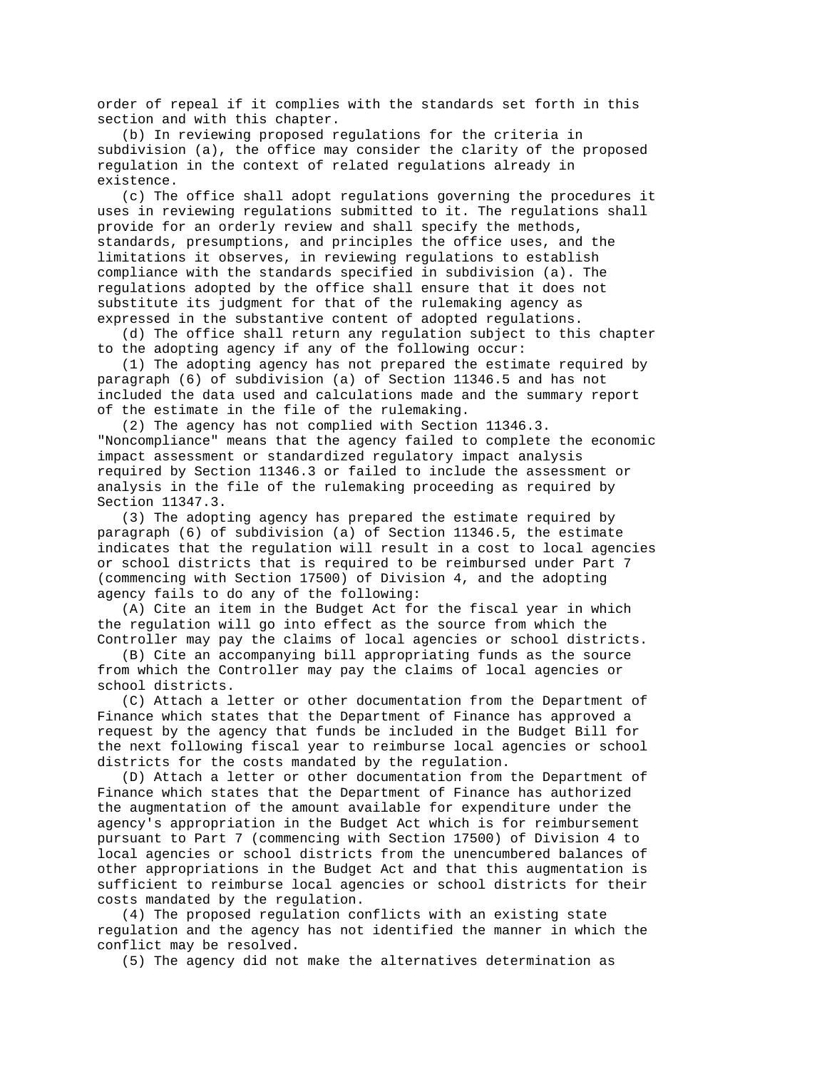order of repeal if it complies with the standards set forth in this section and with this chapter.

(b) In reviewing proposed regulations for the criteria in subdivision (a), the office may consider the clarity of the proposed regulation in the context of related regulations already in existence.

(c) The office shall adopt regulations governing the procedures it uses in reviewing regulations submitted to it. The regulations shall provide for an orderly review and shall specify the methods, standards, presumptions, and principles the office uses, and the limitations it observes, in reviewing regulations to establish compliance with the standards specified in subdivision (a). The regulations adopted by the office shall ensure that it does not substitute its judgment for that of the rulemaking agency as expressed in the substantive content of adopted regulations.

(d) The office shall return any regulation subject to this chapter to the adopting agency if any of the following occur:

(1) The adopting agency has not prepared the estimate required by paragraph (6) of subdivision (a) of Section 11346.5 and has not included the data used and calculations made and the summary report of the estimate in the file of the rulemaking.

(2) The agency has not complied with Section 11346.3. "Noncompliance" means that the agency failed to complete the economic impact assessment or standardized regulatory impact analysis required by Section 11346.3 or failed to include the assessment or analysis in the file of the rulemaking proceeding as required by Section 11347.3.

(3) The adopting agency has prepared the estimate required by paragraph (6) of subdivision (a) of Section 11346.5, the estimate indicates that the regulation will result in a cost to local agencies or school districts that is required to be reimbursed under Part 7 (commencing with Section 17500) of Division 4, and the adopting agency fails to do any of the following:

(A) Cite an item in the Budget Act for the fiscal year in which the regulation will go into effect as the source from which the Controller may pay the claims of local agencies or school districts.

(B) Cite an accompanying bill appropriating funds as the source from which the Controller may pay the claims of local agencies or school districts.

(C) Attach a letter or other documentation from the Department of Finance which states that the Department of Finance has approved a request by the agency that funds be included in the Budget Bill for the next following fiscal year to reimburse local agencies or school districts for the costs mandated by the regulation.

(D) Attach a letter or other documentation from the Department of Finance which states that the Department of Finance has authorized the augmentation of the amount available for expenditure under the agency's appropriation in the Budget Act which is for reimbursement pursuant to Part 7 (commencing with Section 17500) of Division 4 to local agencies or school districts from the unencumbered balances of other appropriations in the Budget Act and that this augmentation is sufficient to reimburse local agencies or school districts for their costs mandated by the regulation.

(4) The proposed regulation conflicts with an existing state regulation and the agency has not identified the manner in which the conflict may be resolved.

(5) The agency did not make the alternatives determination as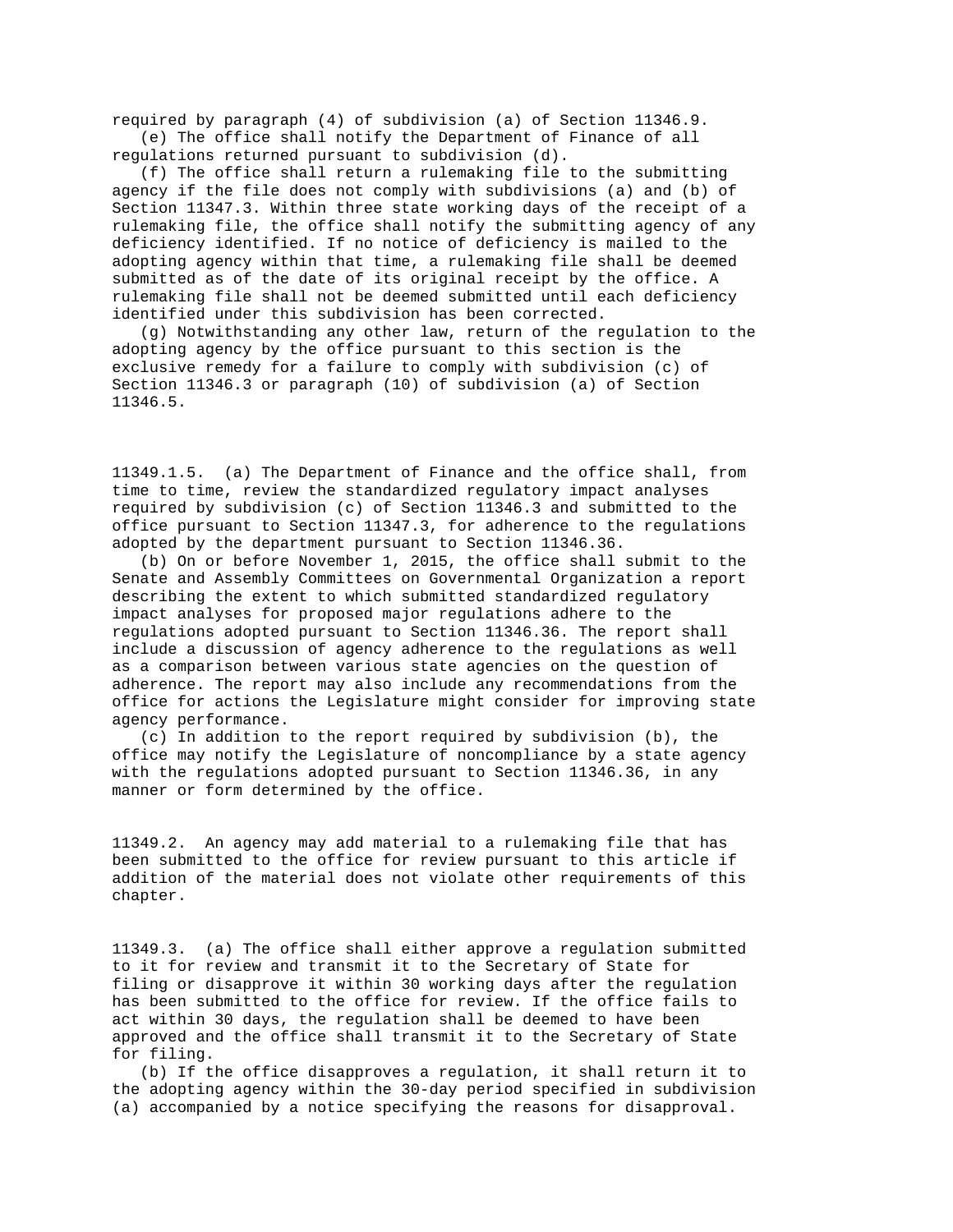required by paragraph (4) of subdivision (a) of Section 11346.9.

(e) The office shall notify the Department of Finance of all regulations returned pursuant to subdivision (d).

(f) The office shall return a rulemaking file to the submitting agency if the file does not comply with subdivisions (a) and (b) of Section 11347.3. Within three state working days of the receipt of a rulemaking file, the office shall notify the submitting agency of any deficiency identified. If no notice of deficiency is mailed to the adopting agency within that time, a rulemaking file shall be deemed submitted as of the date of its original receipt by the office. A rulemaking file shall not be deemed submitted until each deficiency identified under this subdivision has been corrected.

(g) Notwithstanding any other law, return of the regulation to the adopting agency by the office pursuant to this section is the exclusive remedy for a failure to comply with subdivision (c) of Section 11346.3 or paragraph (10) of subdivision (a) of Section 11346.5.

11349.1.5. (a) The Department of Finance and the office shall, from time to time, review the standardized regulatory impact analyses required by subdivision (c) of Section 11346.3 and submitted to the office pursuant to Section 11347.3, for adherence to the regulations adopted by the department pursuant to Section 11346.36.

(b) On or before November 1, 2015, the office shall submit to the Senate and Assembly Committees on Governmental Organization a report describing the extent to which submitted standardized regulatory impact analyses for proposed major regulations adhere to the regulations adopted pursuant to Section 11346.36. The report shall include a discussion of agency adherence to the regulations as well as a comparison between various state agencies on the question of adherence. The report may also include any recommendations from the office for actions the Legislature might consider for improving state agency performance.

(c) In addition to the report required by subdivision (b), the office may notify the Legislature of noncompliance by a state agency with the regulations adopted pursuant to Section 11346.36, in any manner or form determined by the office.

11349.2. An agency may add material to a rulemaking file that has been submitted to the office for review pursuant to this article if addition of the material does not violate other requirements of this chapter.

11349.3. (a) The office shall either approve a regulation submitted to it for review and transmit it to the Secretary of State for filing or disapprove it within 30 working days after the regulation has been submitted to the office for review. If the office fails to act within 30 days, the regulation shall be deemed to have been approved and the office shall transmit it to the Secretary of State for filing.

(b) If the office disapproves a regulation, it shall return it to the adopting agency within the 30-day period specified in subdivision (a) accompanied by a notice specifying the reasons for disapproval.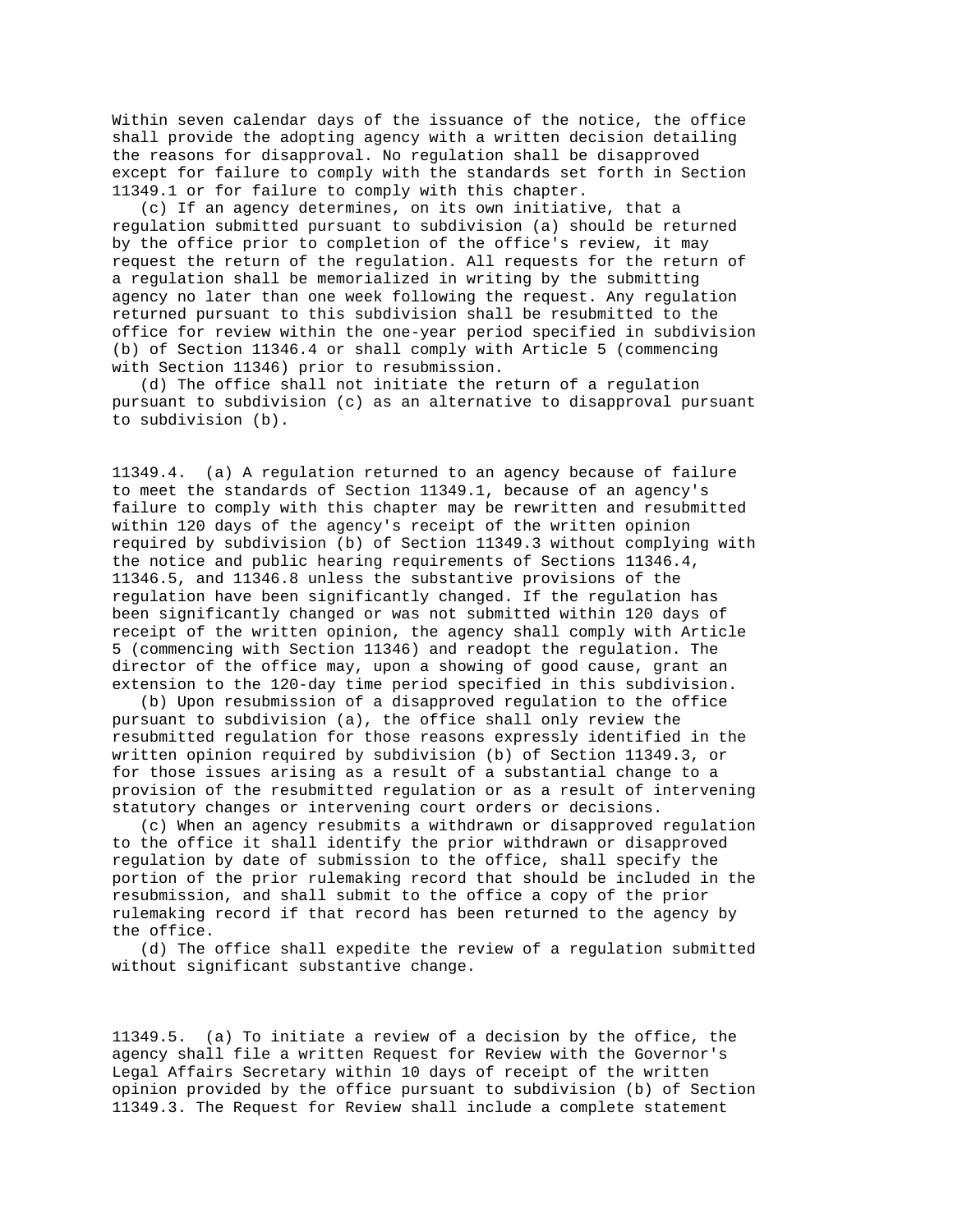Within seven calendar days of the issuance of the notice, the office shall provide the adopting agency with a written decision detailing the reasons for disapproval. No regulation shall be disapproved except for failure to comply with the standards set forth in Section 11349.1 or for failure to comply with this chapter.

(c) If an agency determines, on its own initiative, that a regulation submitted pursuant to subdivision (a) should be returned by the office prior to completion of the office's review, it may request the return of the regulation. All requests for the return of a regulation shall be memorialized in writing by the submitting agency no later than one week following the request. Any regulation returned pursuant to this subdivision shall be resubmitted to the office for review within the one-year period specified in subdivision (b) of Section 11346.4 or shall comply with Article 5 (commencing with Section 11346) prior to resubmission.

(d) The office shall not initiate the return of a regulation pursuant to subdivision (c) as an alternative to disapproval pursuant to subdivision (b).

11349.4. (a) A regulation returned to an agency because of failure to meet the standards of Section 11349.1, because of an agency's failure to comply with this chapter may be rewritten and resubmitted within 120 days of the agency's receipt of the written opinion required by subdivision (b) of Section 11349.3 without complying with the notice and public hearing requirements of Sections 11346.4, 11346.5, and 11346.8 unless the substantive provisions of the regulation have been significantly changed. If the regulation has been significantly changed or was not submitted within 120 days of receipt of the written opinion, the agency shall comply with Article 5 (commencing with Section 11346) and readopt the regulation. The director of the office may, upon a showing of good cause, grant an extension to the 120-day time period specified in this subdivision.

(b) Upon resubmission of a disapproved regulation to the office pursuant to subdivision (a), the office shall only review the resubmitted regulation for those reasons expressly identified in the written opinion required by subdivision (b) of Section 11349.3, or for those issues arising as a result of a substantial change to a provision of the resubmitted regulation or as a result of intervening statutory changes or intervening court orders or decisions.

(c) When an agency resubmits a withdrawn or disapproved regulation to the office it shall identify the prior withdrawn or disapproved regulation by date of submission to the office, shall specify the portion of the prior rulemaking record that should be included in the resubmission, and shall submit to the office a copy of the prior rulemaking record if that record has been returned to the agency by the office.

(d) The office shall expedite the review of a regulation submitted without significant substantive change.

11349.5. (a) To initiate a review of a decision by the office, the agency shall file a written Request for Review with the Governor's Legal Affairs Secretary within 10 days of receipt of the written opinion provided by the office pursuant to subdivision (b) of Section 11349.3. The Request for Review shall include a complete statement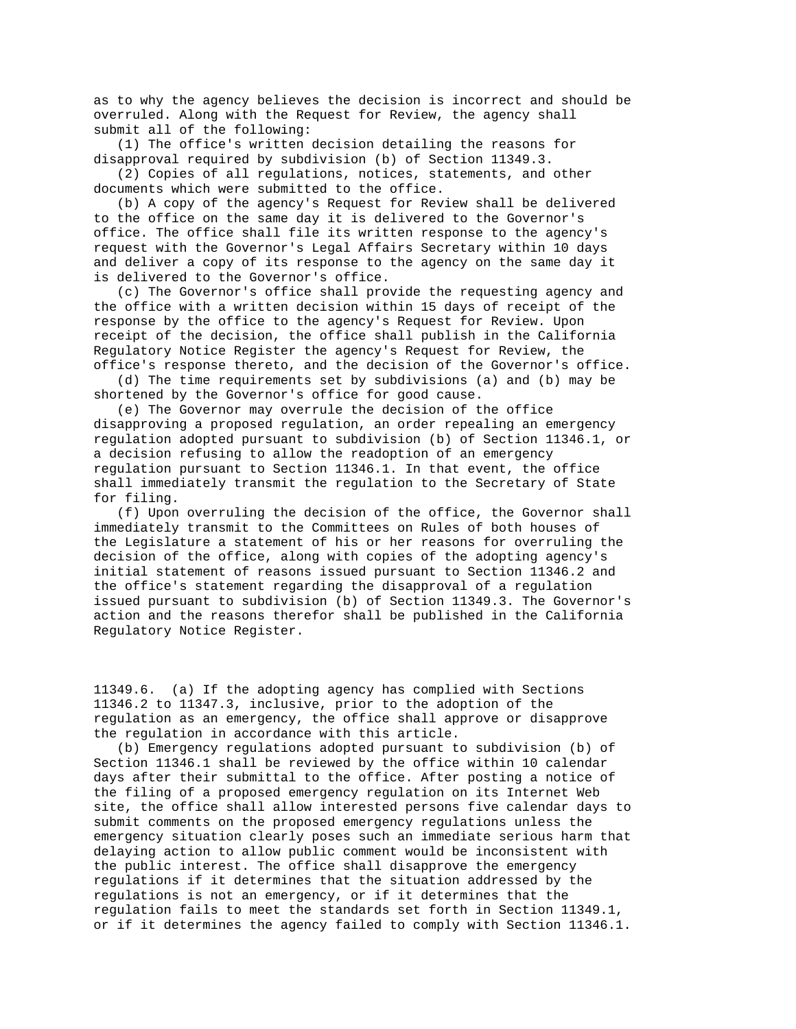as to why the agency believes the decision is incorrect and should be overruled. Along with the Request for Review, the agency shall submit all of the following:

(1) The office's written decision detailing the reasons for disapproval required by subdivision (b) of Section 11349.3.

(2) Copies of all regulations, notices, statements, and other documents which were submitted to the office.

(b) A copy of the agency's Request for Review shall be delivered to the office on the same day it is delivered to the Governor's office. The office shall file its written response to the agency's request with the Governor's Legal Affairs Secretary within 10 days and deliver a copy of its response to the agency on the same day it is delivered to the Governor's office.

(c) The Governor's office shall provide the requesting agency and the office with a written decision within 15 days of receipt of the response by the office to the agency's Request for Review. Upon receipt of the decision, the office shall publish in the California Regulatory Notice Register the agency's Request for Review, the office's response thereto, and the decision of the Governor's office.

(d) The time requirements set by subdivisions (a) and (b) may be shortened by the Governor's office for good cause.

(e) The Governor may overrule the decision of the office disapproving a proposed regulation, an order repealing an emergency regulation adopted pursuant to subdivision (b) of Section 11346.1, or a decision refusing to allow the readoption of an emergency regulation pursuant to Section 11346.1. In that event, the office shall immediately transmit the regulation to the Secretary of State for filing.

(f) Upon overruling the decision of the office, the Governor shall immediately transmit to the Committees on Rules of both houses of the Legislature a statement of his or her reasons for overruling the decision of the office, along with copies of the adopting agency's initial statement of reasons issued pursuant to Section 11346.2 and the office's statement regarding the disapproval of a regulation issued pursuant to subdivision (b) of Section 11349.3. The Governor's action and the reasons therefor shall be published in the California Regulatory Notice Register.

11349.6. (a) If the adopting agency has complied with Sections 11346.2 to 11347.3, inclusive, prior to the adoption of the regulation as an emergency, the office shall approve or disapprove the regulation in accordance with this article.

(b) Emergency regulations adopted pursuant to subdivision (b) of Section 11346.1 shall be reviewed by the office within 10 calendar days after their submittal to the office. After posting a notice of the filing of a proposed emergency regulation on its Internet Web site, the office shall allow interested persons five calendar days to submit comments on the proposed emergency regulations unless the emergency situation clearly poses such an immediate serious harm that delaying action to allow public comment would be inconsistent with the public interest. The office shall disapprove the emergency regulations if it determines that the situation addressed by the regulations is not an emergency, or if it determines that the regulation fails to meet the standards set forth in Section 11349.1, or if it determines the agency failed to comply with Section 11346.1.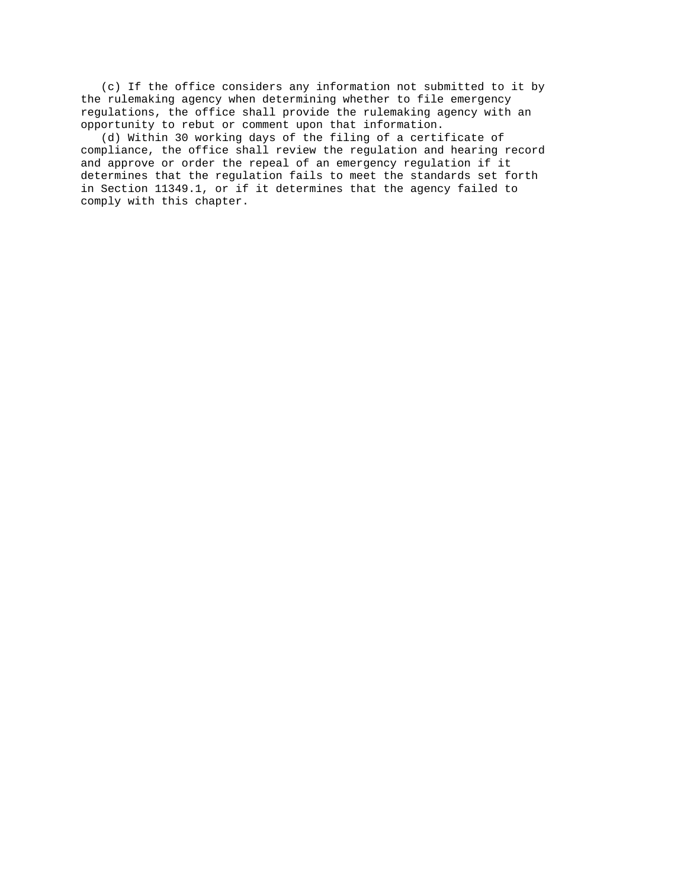(c) If the office considers any information not submitted to it by the rulemaking agency when determining whether to file emergency regulations, the office shall provide the rulemaking agency with an opportunity to rebut or comment upon that information.

(d) Within 30 working days of the filing of a certificate of compliance, the office shall review the regulation and hearing record and approve or order the repeal of an emergency regulation if it determines that the regulation fails to meet the standards set forth in Section 11349.1, or if it determines that the agency failed to comply with this chapter.